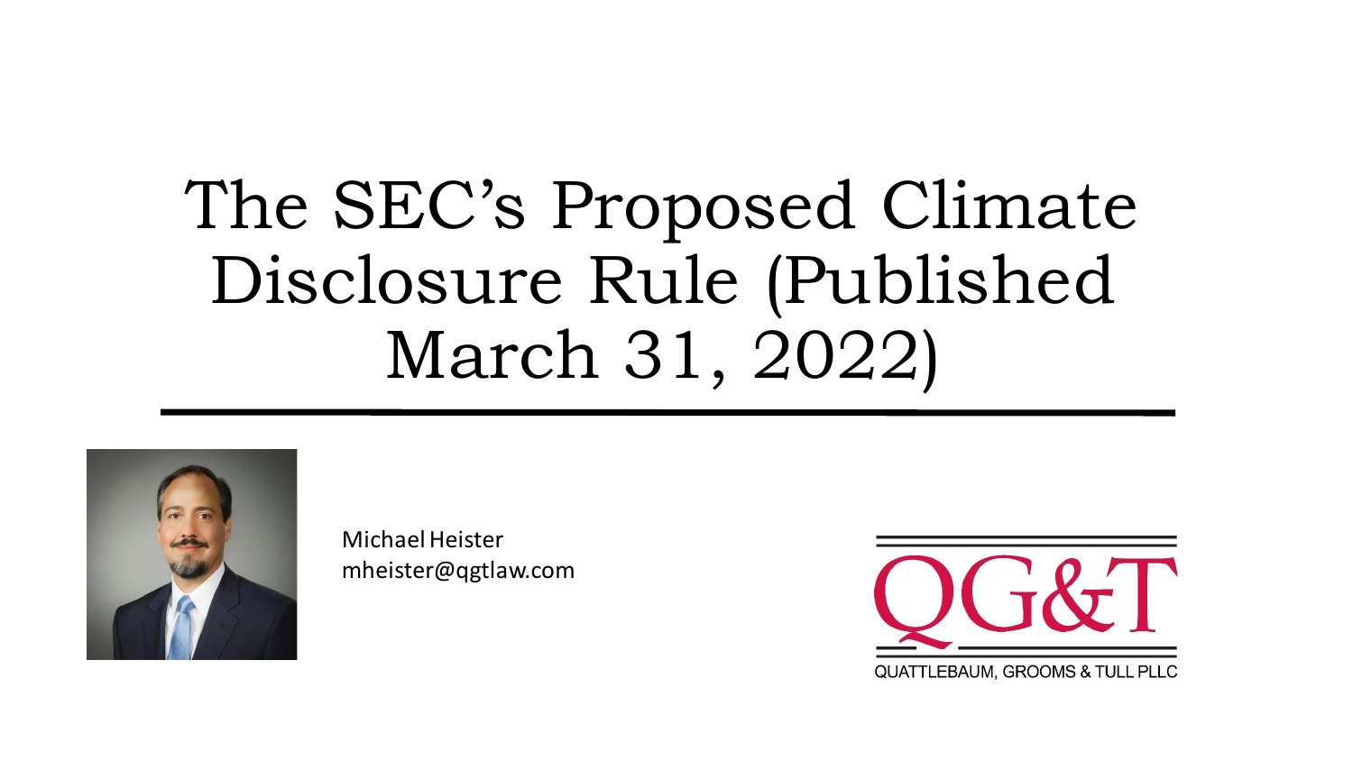# The SEC's Proposed Climate Disclosure Rule (Published March 31, 2022)

Michael Heister
mheister@qgtlaw.com

QG&T
QUATTLEBAUM, GROOMS & TULL PLLC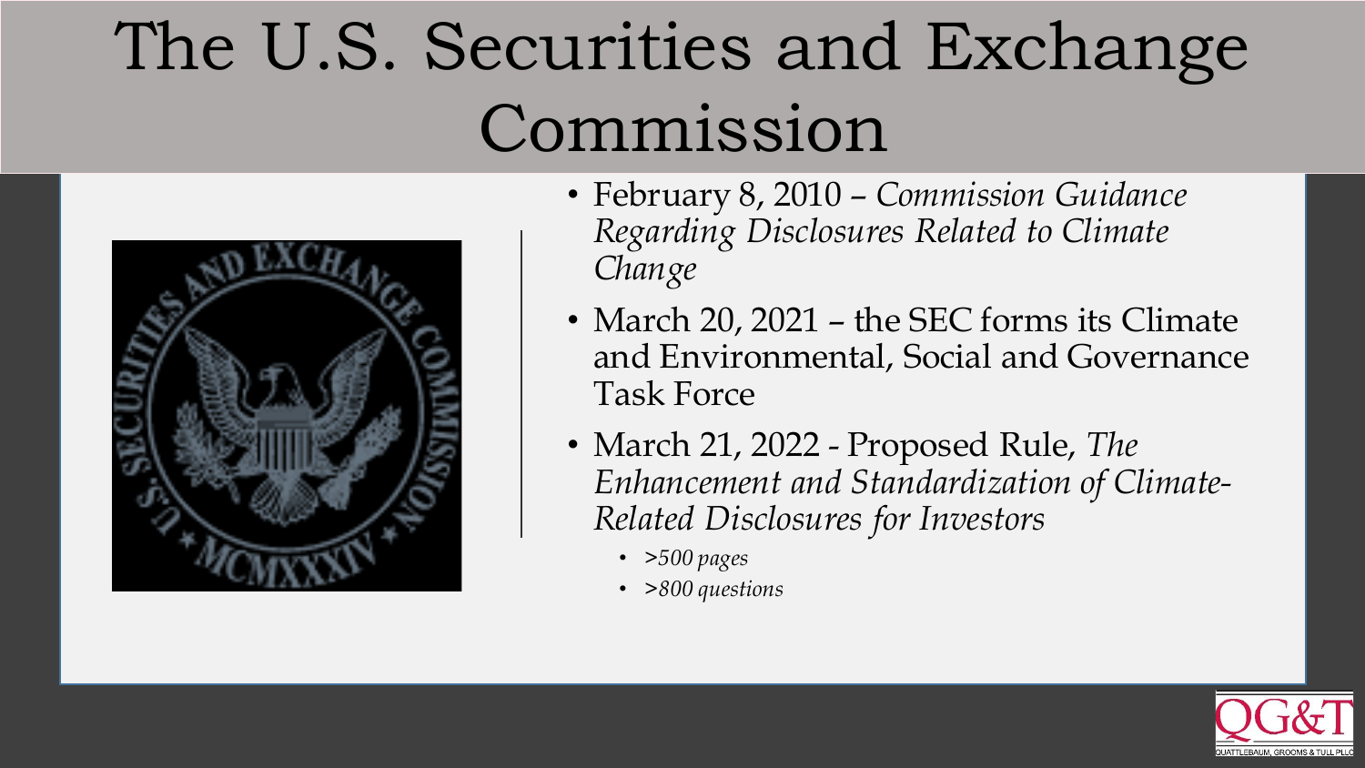# The U.S. Securities and Exchange Commission

- February 8, 2010 – *Commission Guidance Regarding Disclosures Related to Climate Change*
- March 20, 2021 – the SEC forms its Climate and Environmental, Social and Governance Task Force
- March 21, 2022 - Proposed Rule, *The Enhancement and Standardization of Climate-Related Disclosures for Investors*
  - *>500 pages*
  - *>800 questions*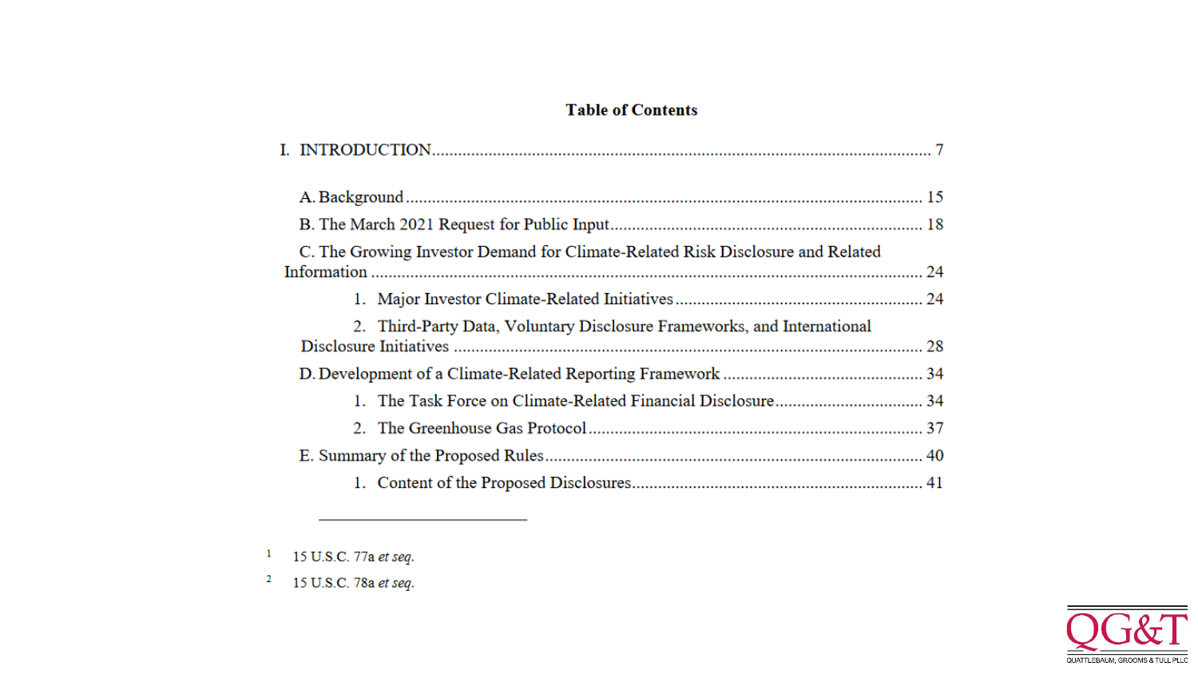**Table of Contents**

I. INTRODUCTION ........................................................................................................ 7

A. Background ........................................................................................................ 15

B. The March 2021 Request for Public Input ........................................................ 18

C. The Growing Investor Demand for Climate-Related Risk Disclosure and Related Information ........................................................................................................ 24

1. Major Investor Climate-Related Initiatives ........................................................ 24

2. Third-Party Data, Voluntary Disclosure Frameworks, and International Disclosure Initiatives ........................................................................................................ 28

D. Development of a Climate-Related Reporting Framework ................................ 34

1. The Task Force on Climate-Related Financial Disclosure ................................. 34

2. The Greenhouse Gas Protocol ........................................................................... 37

E. Summary of the Proposed Rules ....................................................................... 40

1. Content of the Proposed Disclosures ................................................................. 41

---

[1] 15 U.S.C. 77a *et seq*.

[2] 15 U.S.C. 78a *et seq*.

QG&T
QUATTLEBAUM, GROOMS & TULL PLLC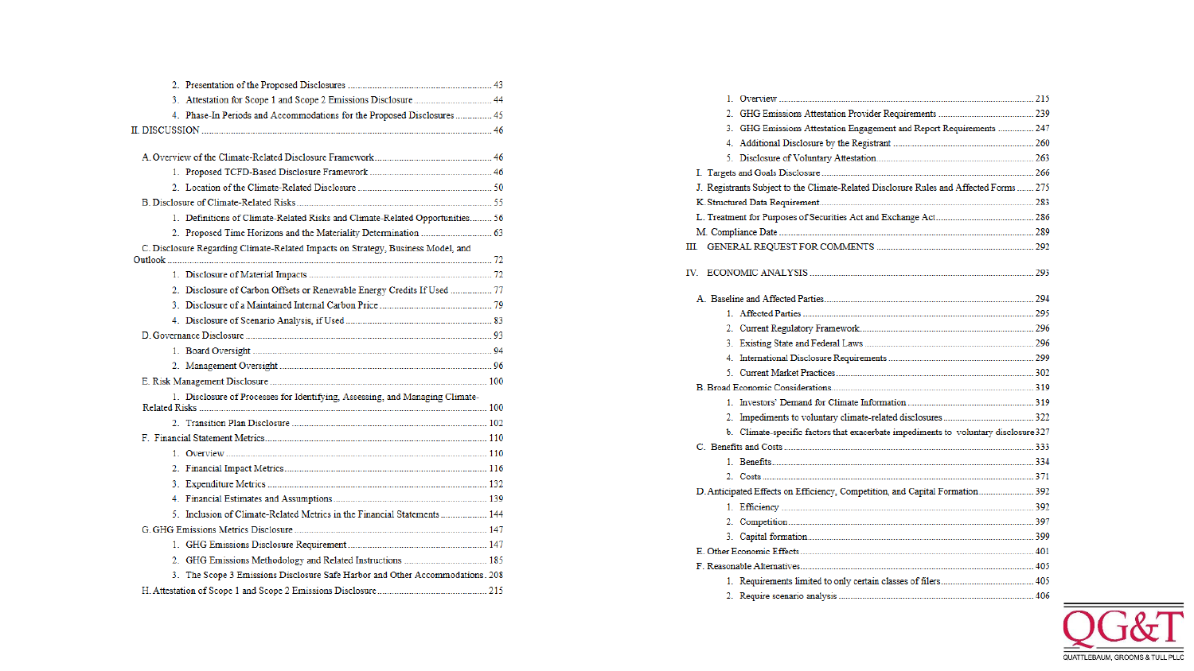2. Presentation of the Proposed Disclosures ........ 43
3. Attestation for Scope 1 and Scope 2 Emissions Disclosure ........ 44
4. Phase-In Periods and Accommodations for the Proposed Disclosures ........ 45

II. DISCUSSION ........ 46

A. Overview of the Climate-Related Disclosure Framework ........ 46
1. Proposed TCFD-Based Disclosure Framework ........ 46
2. Location of the Climate-Related Disclosure ........ 50

B. Disclosure of Climate-Related Risks ........ 55
1. Definitions of Climate-Related Risks and Climate-Related Opportunities ........ 56
2. Proposed Time Horizons and the Materiality Determination ........ 63

C. Disclosure Regarding Climate-Related Impacts on Strategy, Business Model, and Outlook ........ 72
1. Disclosure of Material Impacts ........ 72
2. Disclosure of Carbon Offsets or Renewable Energy Credits If Used ........ 77
3. Disclosure of a Maintained Internal Carbon Price ........ 79
4. Disclosure of Scenario Analysis, if Used ........ 83

D. Governance Disclosure ........ 93
1. Board Oversight ........ 94
2. Management Oversight ........ 96

E. Risk Management Disclosure ........ 100
1. Disclosure of Processes for Identifying, Assessing, and Managing Climate-Related Risks ........ 100
2. Transition Plan Disclosure ........ 102

F. Financial Statement Metrics ........ 110
1. Overview ........ 110
2. Financial Impact Metrics ........ 116
3. Expenditure Metrics ........ 132
4. Financial Estimates and Assumptions ........ 139
5. Inclusion of Climate-Related Metrics in the Financial Statements ........ 144

G. GHG Emissions Metrics Disclosure ........ 147
1. GHG Emissions Disclosure Requirement ........ 147
2. GHG Emissions Methodology and Related Instructions ........ 185
3. The Scope 3 Emissions Disclosure Safe Harbor and Other Accommodations ........ 208

H. Attestation of Scope 1 and Scope 2 Emissions Disclosure ........ 215
1. Overview ........ 215
2. GHG Emissions Attestation Provider Requirements ........ 239
3. GHG Emissions Attestation Engagement and Report Requirements ........ 247
4. Additional Disclosure by the Registrant ........ 260
5. Disclosure of Voluntary Attestation ........ 263

I. Targets and Goals Disclosure ........ 266

J. Registrants Subject to the Climate-Related Disclosure Rules and Affected Forms ........ 275

K. Structured Data Requirement ........ 283

L. Treatment for Purposes of Securities Act and Exchange Act ........ 286

M. Compliance Date ........ 289

III. GENERAL REQUEST FOR COMMENTS ........ 292

IV. ECONOMIC ANALYSIS ........ 293

A. Baseline and Affected Parties ........ 294
1. Affected Parties ........ 295
2. Current Regulatory Framework ........ 296
3. Existing State and Federal Laws ........ 296
4. International Disclosure Requirements ........ 299
5. Current Market Practices ........ 302

B. Broad Economic Considerations ........ 319
1. Investors' Demand for Climate Information ........ 319
2. Impediments to voluntary climate-related disclosures ........ 322
b. Climate-specific factors that exacerbate impediments to voluntary disclosure ........ 327

C. Benefits and Costs ........ 333
1. Benefits ........ 334
2. Costs ........ 371

D. Anticipated Effects on Efficiency, Competition, and Capital Formation ........ 392
1. Efficiency ........ 392
2. Competition ........ 397
3. Capital formation ........ 399

E. Other Economic Effects ........ 401

F. Reasonable Alternatives ........ 405
1. Requirements limited to only certain classes of filers ........ 405
2. Require scenario analysis ........ 406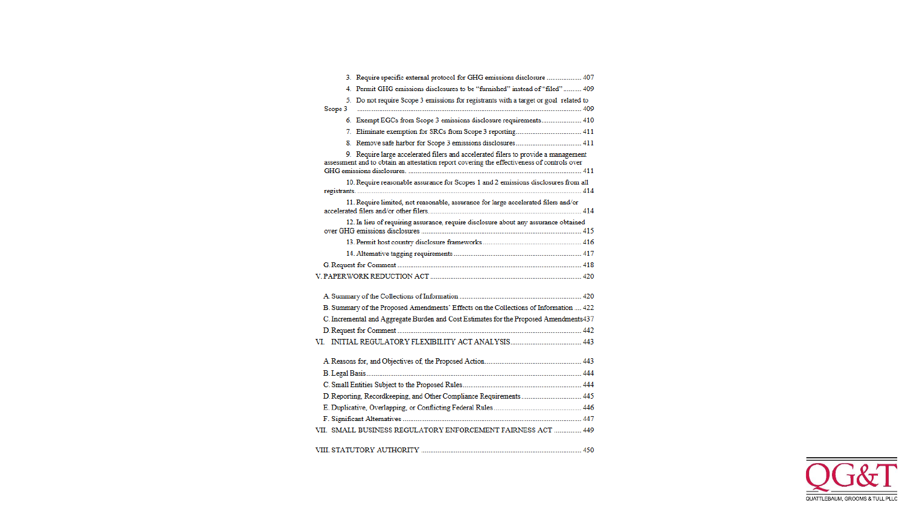3. Require specific external protocol for GHG emissions disclosure .................. 407

4. Permit GHG emissions disclosures to be "furnished" instead of "filed" ......... 409

5. Do not require Scope 3 emissions for registrants with a target or goal related to Scope 3 ........................................................................................................................ 409

6. Exempt EGCs from Scope 3 emissions disclosure requirements..................... 410

7. Eliminate exemption for SRCs from Scope 3 reporting.................................. 411

8. Remove safe harbor for Scope 3 emissions disclosures.................................. 411

9. Require large accelerated filers and accelerated filers to provide a management assessment and to obtain an attestation report covering the effectiveness of controls over GHG emissions disclosures. ......................................................................................... 411

10. Require reasonable assurance for Scopes 1 and 2 emissions disclosures from all registrants.................................................................................................................. 414

11. Require limited, not reasonable, assurance for large accelerated filers and/or accelerated filers and/or other filers......................................................................... 414

12. In lieu of requiring assurance, require disclosure about any assurance obtained over GHG emissions disclosures ................................................................................ 415

13. Permit host country disclosure frameworks..................................................... 416

14. Alternative tagging requirements .................................................................... 417

G. Request for Comment ................................................................................... 418

V. PAPERWORK REDUCTION ACT ................................................................................ 420

A. Summary of the Collections of Information ................................................. 420

B. Summary of the Proposed Amendments' Effects on the Collections of Information .... 422

C. Incremental and Aggregate Burden and Cost Estimates for the Proposed Amendments 437

D. Request for Comment ................................................................................... 442

VI. INITIAL REGULATORY FLEXIBILITY ACT ANALYSIS...................................... 443

A. Reasons for, and Objectives of, the Proposed Action.................................... 443

B. Legal Basis.................................................................................................... 444

C. Small Entities Subject to the Proposed Rules................................................ 444

D. Reporting, Recordkeeping, and Other Compliance Requirements ................ 445

E. Duplicative, Overlapping, or Conflicting Federal Rules ............................... 446

F. Significant Alternatives ................................................................................. 447

VII. SMALL BUSINESS REGULATORY ENFORCEMENT FAIRNESS ACT ............... 449

VIII. STATUTORY AUTHORITY ..................................................................................... 450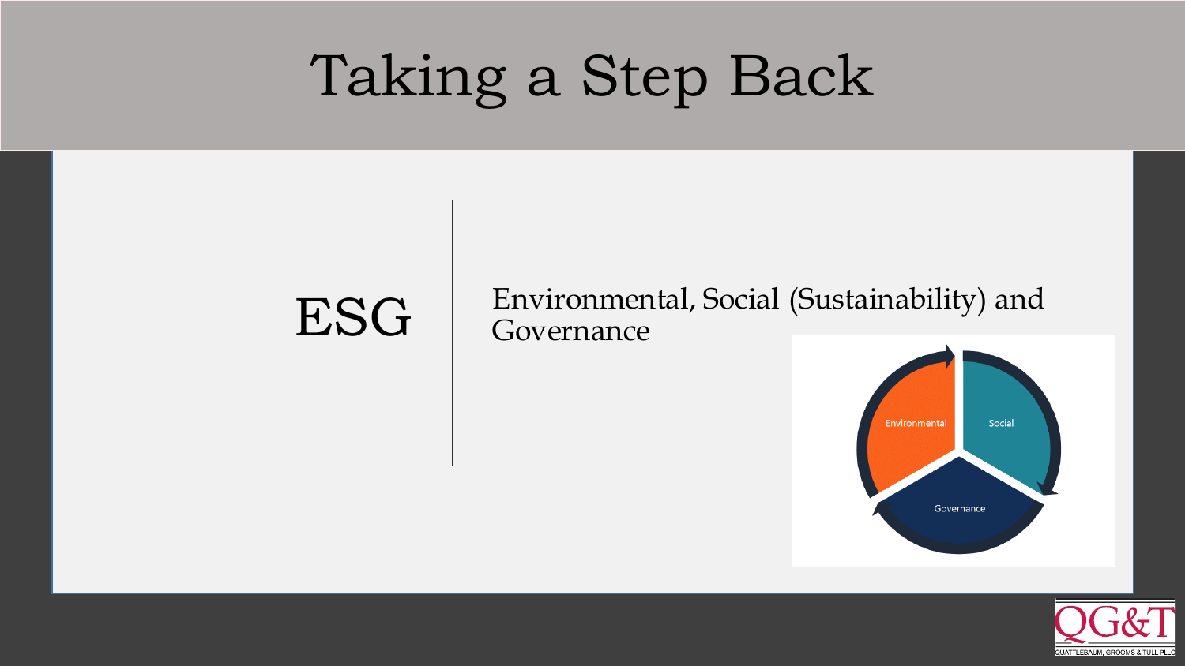# Taking a Step Back

**ESG**

Environmental, Social (Sustainability) and Governance

Environmental

Social

Governance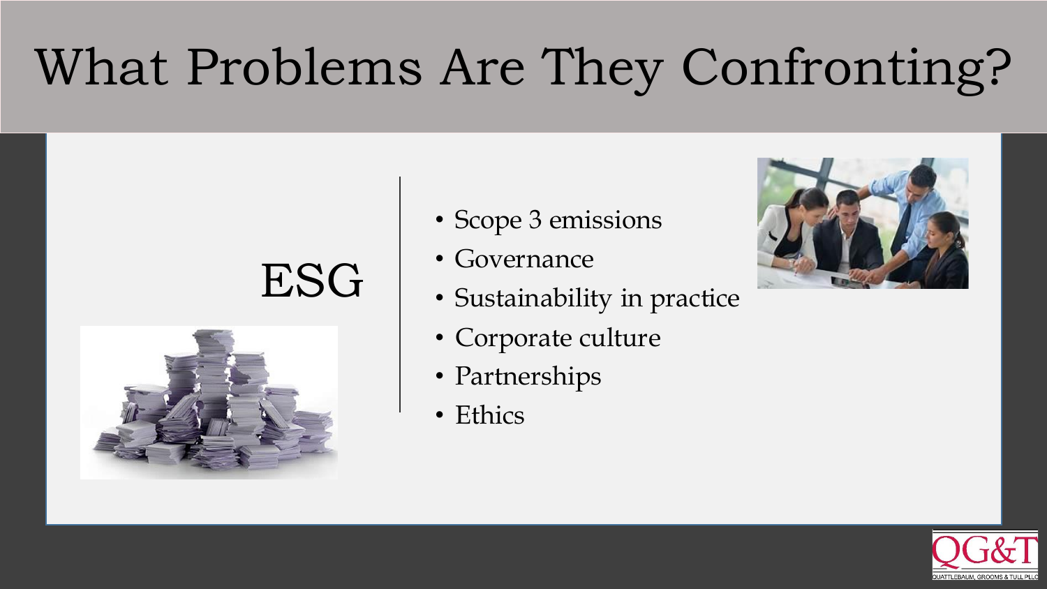# What Problems Are They Confronting?

ESG

- Scope 3 emissions
- Governance
- Sustainability in practice
- Corporate culture
- Partnerships
- Ethics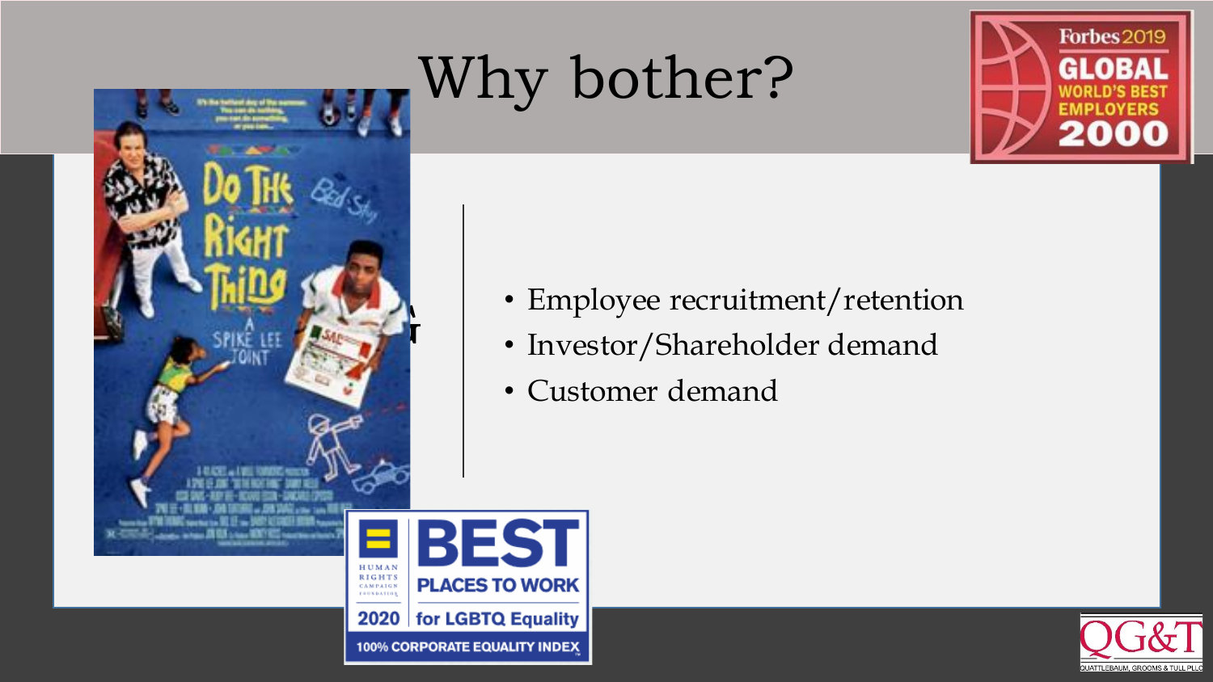# Why bother?

- Employee recruitment/retention
- Investor/Shareholder demand
- Customer demand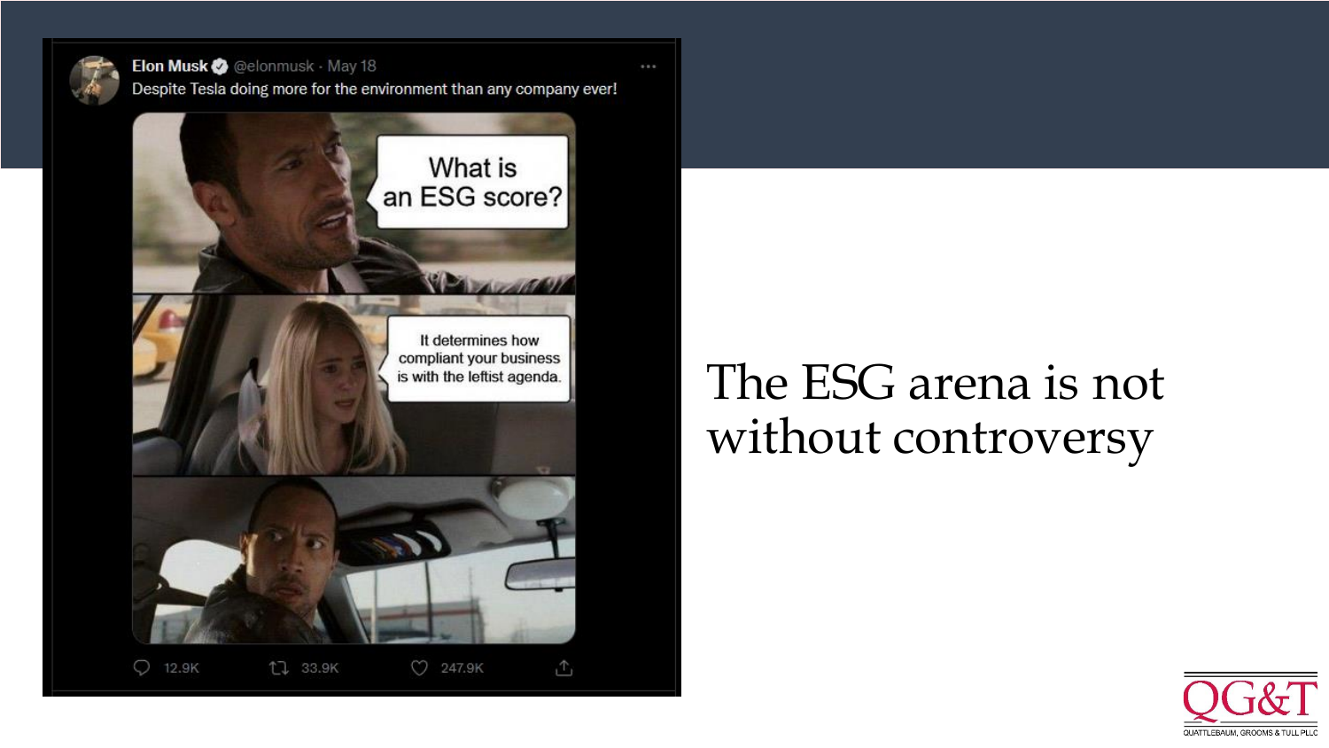Elon Musk @elonmusk · May 18

Despite Tesla doing more for the environment than any company ever!

What is an ESG score?

It determines how compliant your business is with the leftist agenda.

12.9K 33.9K 247.9K

# The ESG arena is not without controversy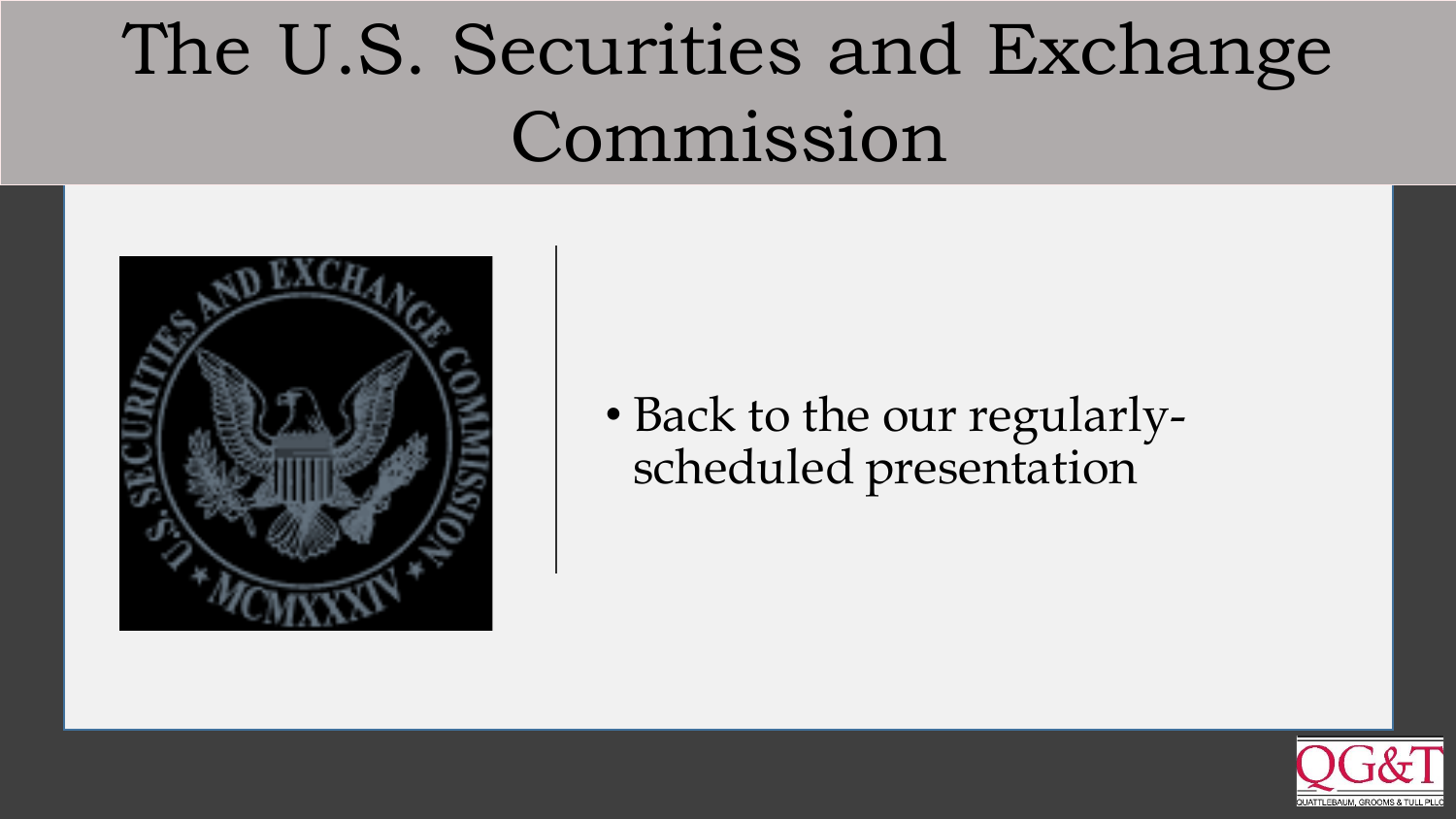# The U.S. Securities and Exchange Commission

- Back to the our regularly-scheduled presentation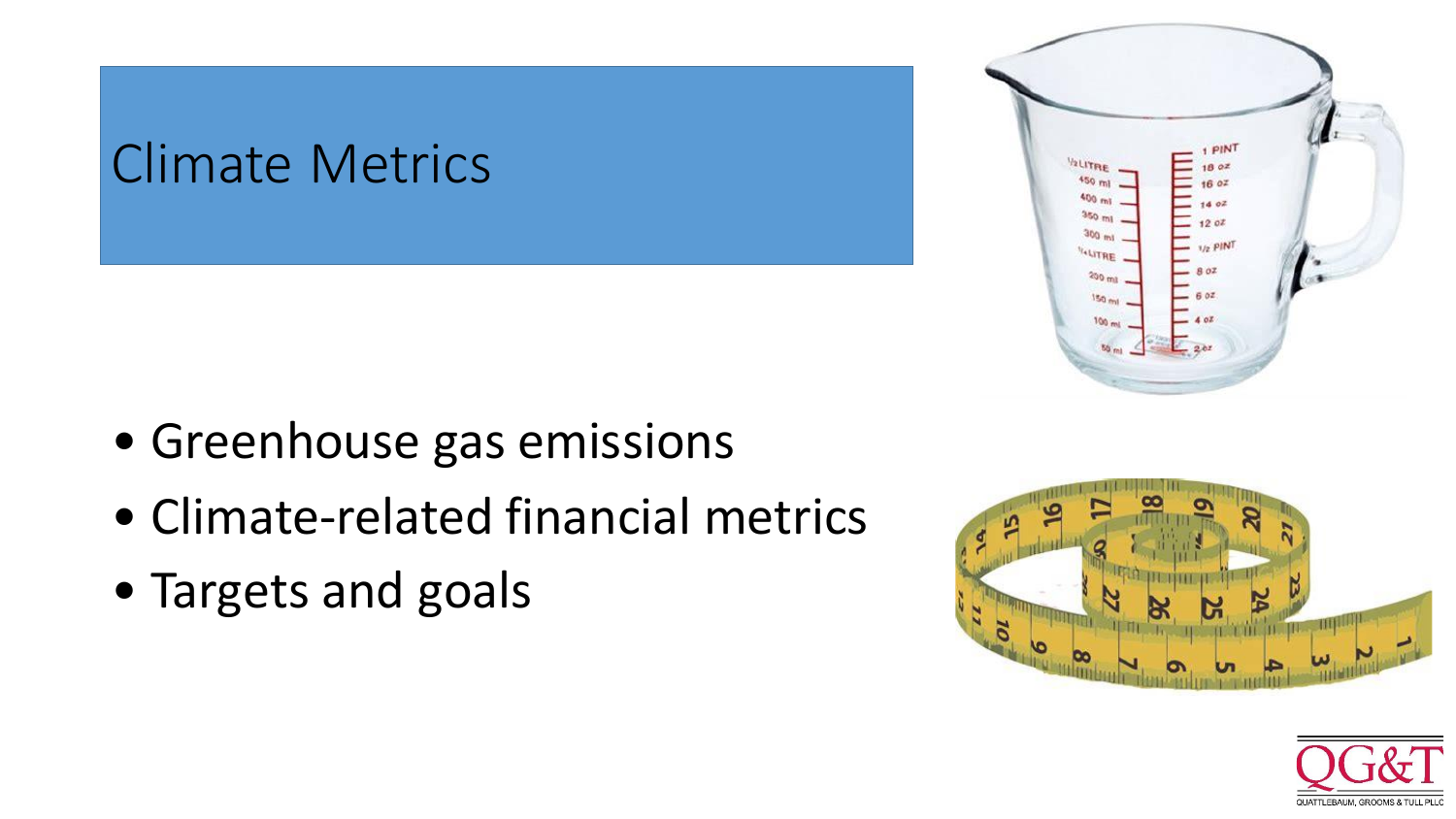# Climate Metrics

- Greenhouse gas emissions
- Climate-related financial metrics
- Targets and goals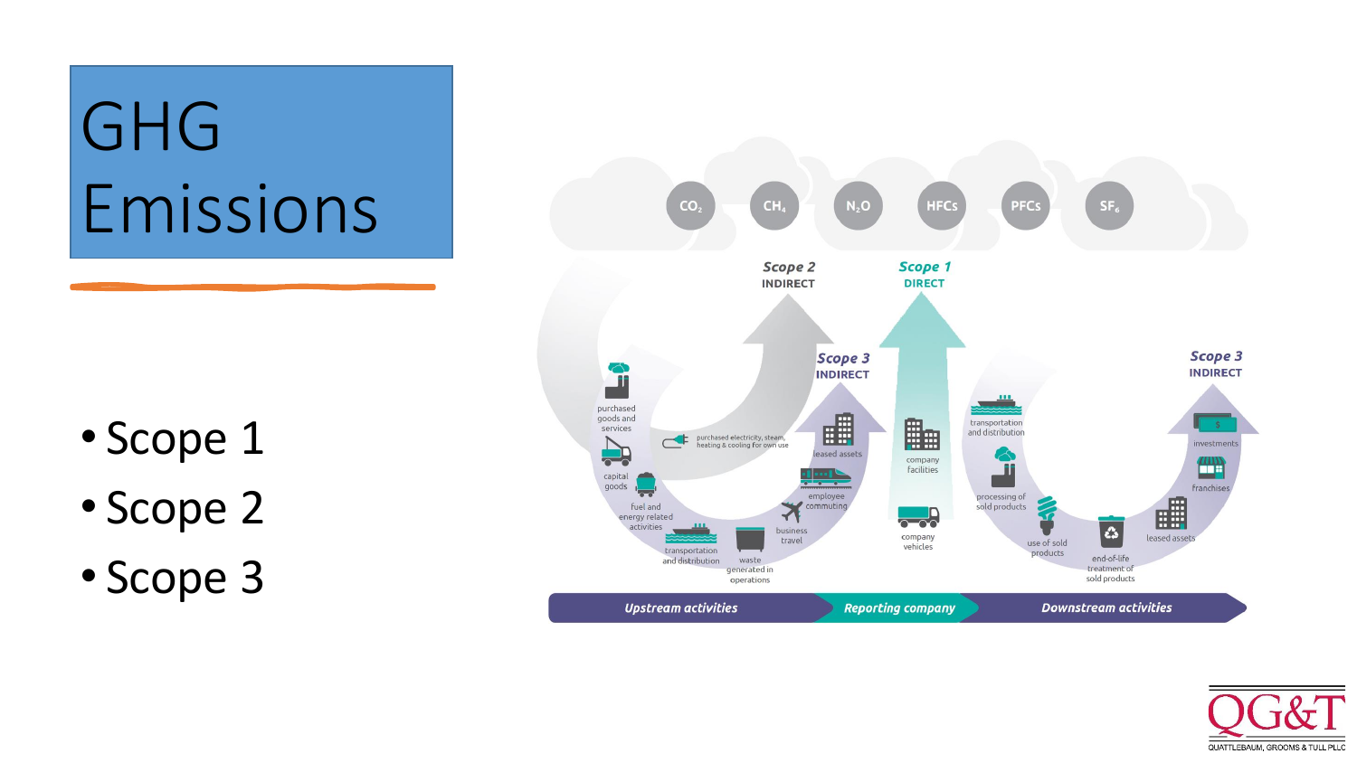# GHG Emissions

- Scope 1
- Scope 2
- Scope 3

$CO_2$ $CH_4$ $N_2O$ HFCs PFCs $SF_6$

*Scope 2* INDIRECT

*Scope 1* DIRECT

*Scope 3* INDIRECT

*Scope 3* INDIRECT

purchased goods and services

capital goods

fuel and energy related activities

transportation and distribution

waste generated in operations

business travel

employee commuting

leased assets

purchased electricity, steam, heating & cooling for own use

company facilities

company vehicles

transportation and distribution

processing of sold products

use of sold products

end-of-life treatment of sold products

leased assets

franchises

investments

**Upstream activities** | **Reporting company** | **Downstream activities**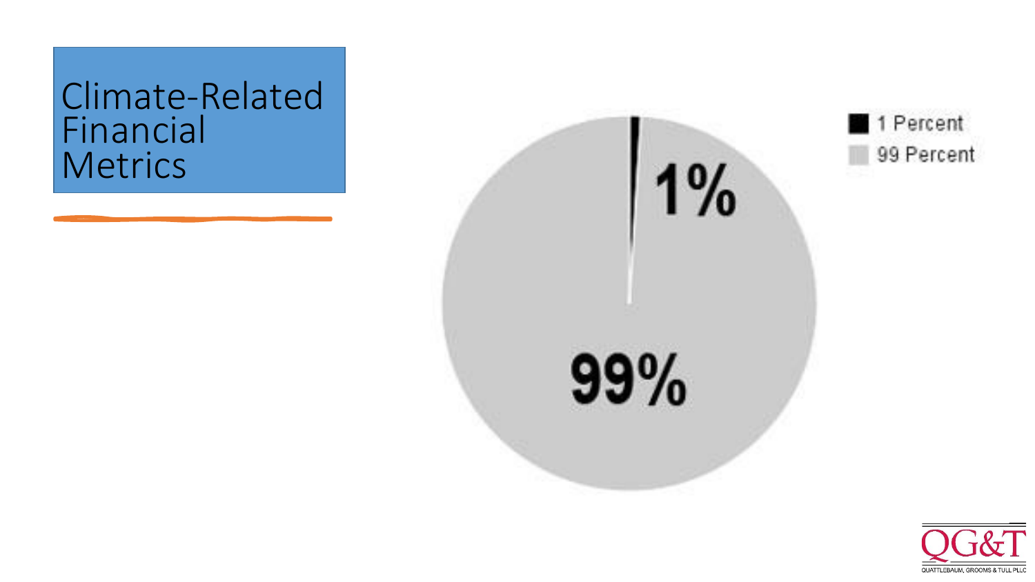# Climate-Related Financial Metrics

1%

99%

- 1 Percent
- 99 Percent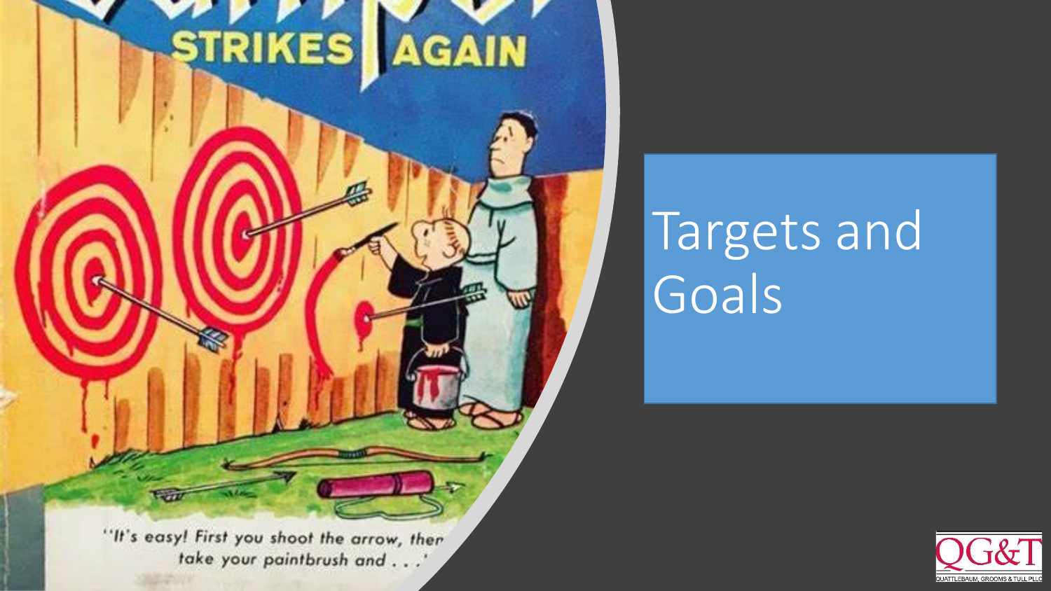# Targets and Goals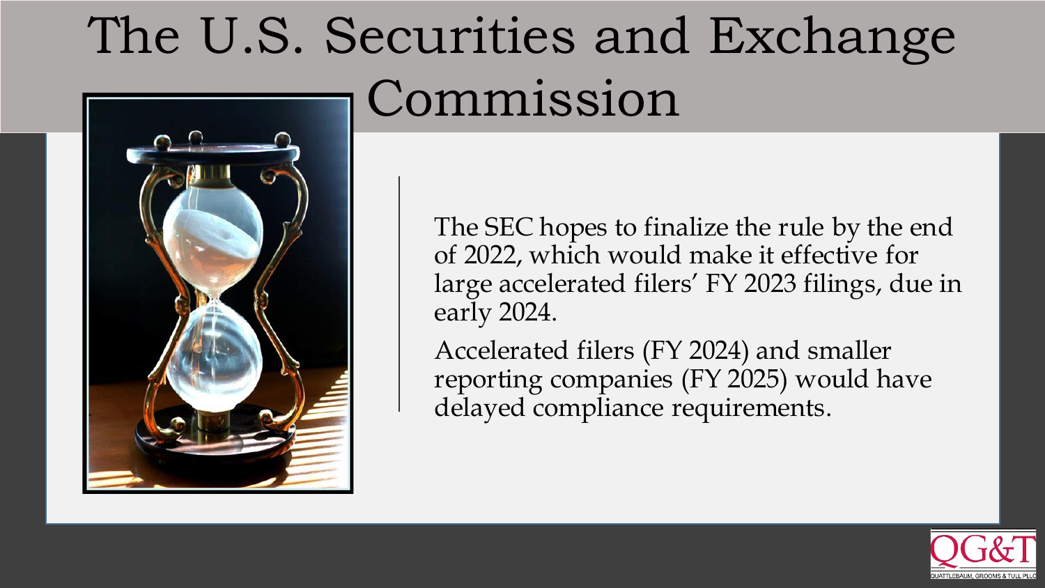# The U.S. Securities and Exchange Commission

The SEC hopes to finalize the rule by the end of 2022, which would make it effective for large accelerated filers' FY 2023 filings, due in early 2024.

Accelerated filers (FY 2024) and smaller reporting companies (FY 2025) would have delayed compliance requirements.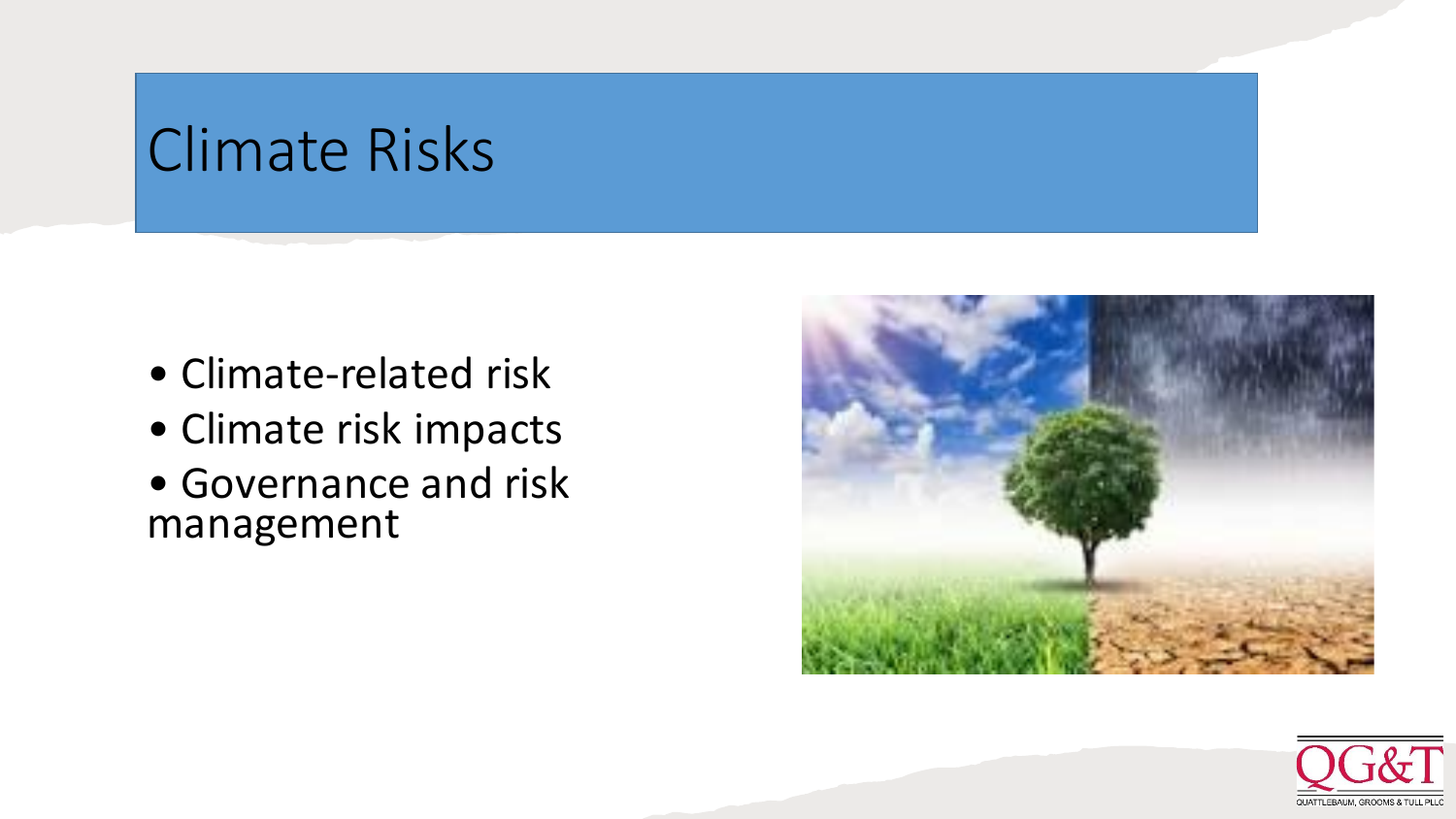# Climate Risks

- Climate-related risk
- Climate risk impacts
- Governance and risk management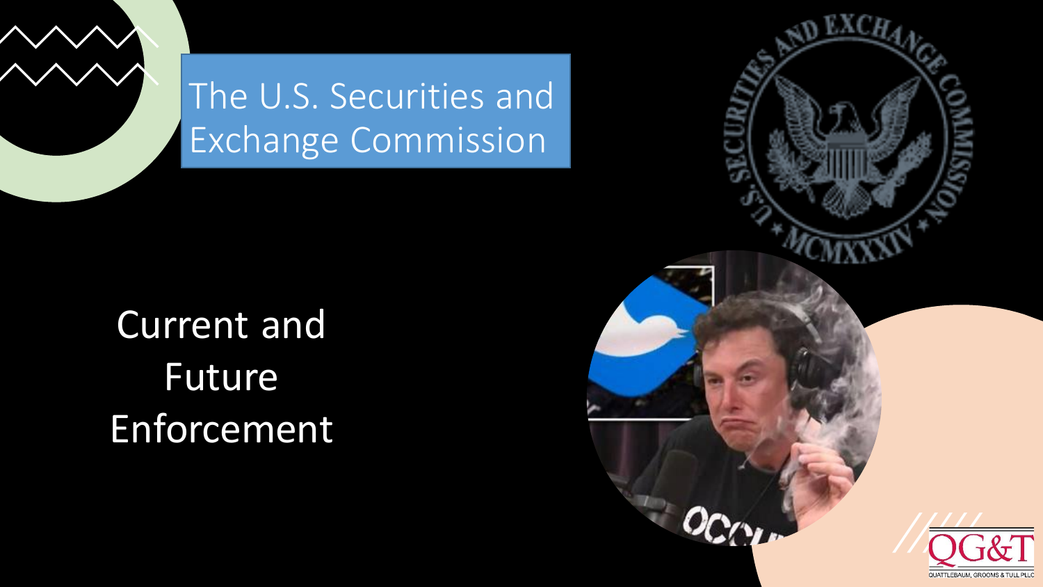# The U.S. Securities and Exchange Commission

## Current and Future Enforcement